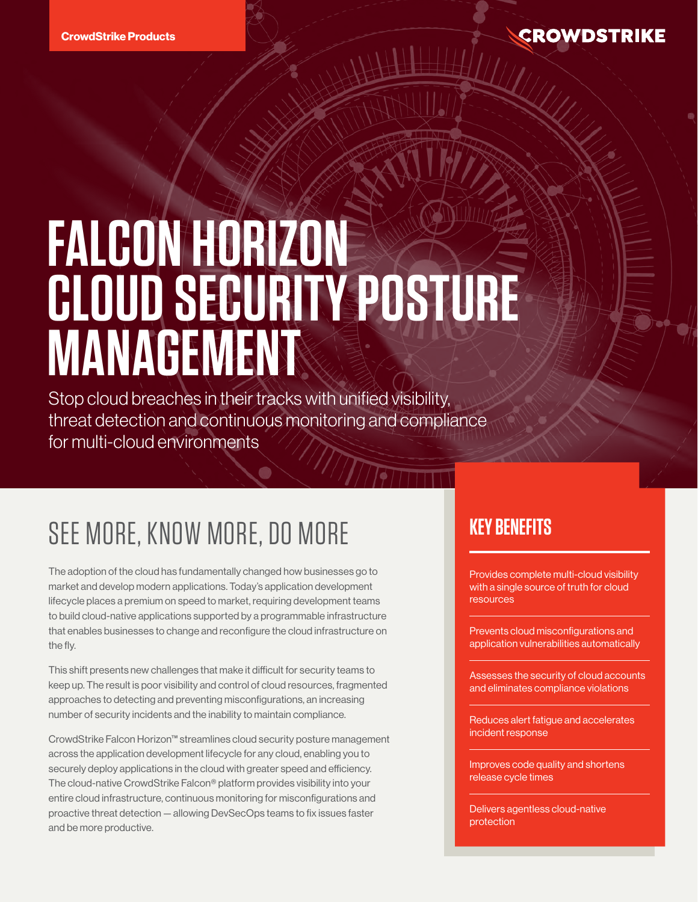CrowdStrike Products

# FALCON HORIZON CLOUD SECURITY POSTURE MANAGEMENT

Stop cloud breaches in their tracks with unified visibility, threat detection and continuous monitoring and compliance for multi-cloud environments

## SEE MORE, KNOW MORE, DO MORE

The adoption of the cloud has fundamentally changed how businesses go to market and develop modern applications. Today's application development lifecycle places a premium on speed to market, requiring development teams to build cloud-native applications supported by a programmable infrastructure that enables businesses to change and reconfigure the cloud infrastructure on the fly.

This shift presents new challenges that make it difficult for security teams to keep up. The result is poor visibility and control of cloud resources, fragmented approaches to detecting and preventing misconfigurations, an increasing number of security incidents and the inability to maintain compliance.

CrowdStrike Falcon Horizon™ streamlines cloud security posture management across the application development lifecycle for any cloud, enabling you to securely deploy applications in the cloud with greater speed and efficiency. The cloud-native CrowdStrike Falcon® platform provides visibility into your entire cloud infrastructure, continuous monitoring for misconfigurations and proactive threat detection — allowing DevSecOps teams to fix issues faster and be more productive.

## KEY BENEFITS

- Provides complete multi-cloud visibility with a single source of truth for cloud resources
- Prevents cloud misconfigurations and application vulnerabilities automatically
- Assesses the security of cloud accounts and eliminates compliance violations
- Reduces alert fatigue and accelerates incident response
- Improves code quality and shortens release cycle times
- Delivers agentless cloud-native protection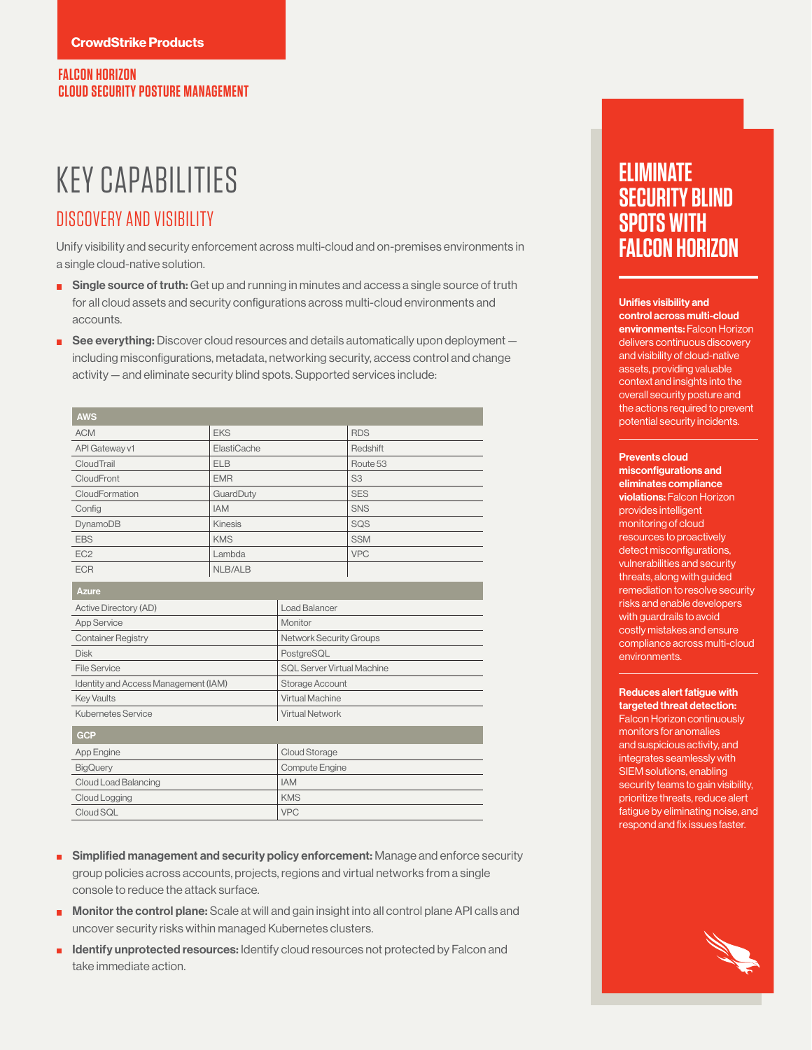CrowdStrike Products

FALCON HORIZON
CLOUD SECURITY POSTURE MANAGEMENT

# KEY CAPABILITIES

## DISCOVERY AND VISIBILITY

Unify visibility and security enforcement across multi-cloud and on-premises environments in a single cloud-native solution.

- **Single source of truth:** Get up and running in minutes and access a single source of truth for all cloud assets and security configurations across multi-cloud environments and accounts.
- **See everything:** Discover cloud resources and details automatically upon deployment — including misconfigurations, metadata, networking security, access control and change activity — and eliminate security blind spots. Supported services include:

| AWS | | |
|---|---|---|
| ACM | EKS | RDS |
| API Gateway v1 | ElastiCache | Redshift |
| CloudTrail | ELB | Route 53 |
| CloudFront | EMR | S3 |
| CloudFormation | GuardDuty | SES |
| Config | IAM | SNS |
| DynamoDB | Kinesis | SQS |
| EBS | KMS | SSM |
| EC2 | Lambda | VPC |
| ECR | NLB/ALB | |

| Azure | |
|---|---|
| Active Directory (AD) | Load Balancer |
| App Service | Monitor |
| Container Registry | Network Security Groups |
| Disk | PostgreSQL |
| File Service | SQL Server Virtual Machine |
| Identity and Access Management (IAM) | Storage Account |
| Key Vaults | Virtual Machine |
| Kubernetes Service | Virtual Network |

| GCP | |
|---|---|
| App Engine | Cloud Storage |
| BigQuery | Compute Engine |
| Cloud Load Balancing | IAM |
| Cloud Logging | KMS |
| Cloud SQL | VPC |

- **Simplified management and security policy enforcement:** Manage and enforce security group policies across accounts, projects, regions and virtual networks from a single console to reduce the attack surface.
- **Monitor the control plane:** Scale at will and gain insight into all control plane API calls and uncover security risks within managed Kubernetes clusters.
- **Identify unprotected resources:** Identify cloud resources not protected by Falcon and take immediate action.

## ELIMINATE SECURITY BLIND SPOTS WITH FALCON HORIZON

**Unifies visibility and control across multi-cloud environments:** Falcon Horizon delivers continuous discovery and visibility of cloud-native assets, providing valuable context and insights into the overall security posture and the actions required to prevent potential security incidents.

**Prevents cloud misconfigurations and eliminates compliance violations:** Falcon Horizon provides intelligent monitoring of cloud resources to proactively detect misconfigurations, vulnerabilities and security threats, along with guided remediation to resolve security risks and enable developers with guardrails to avoid costly mistakes and ensure compliance across multi-cloud environments.

**Reduces alert fatigue with targeted threat detection:** Falcon Horizon continuously monitors for anomalies and suspicious activity, and integrates seamlessly with SIEM solutions, enabling security teams to gain visibility, prioritize threats, reduce alert fatigue by eliminating noise, and respond and fix issues faster.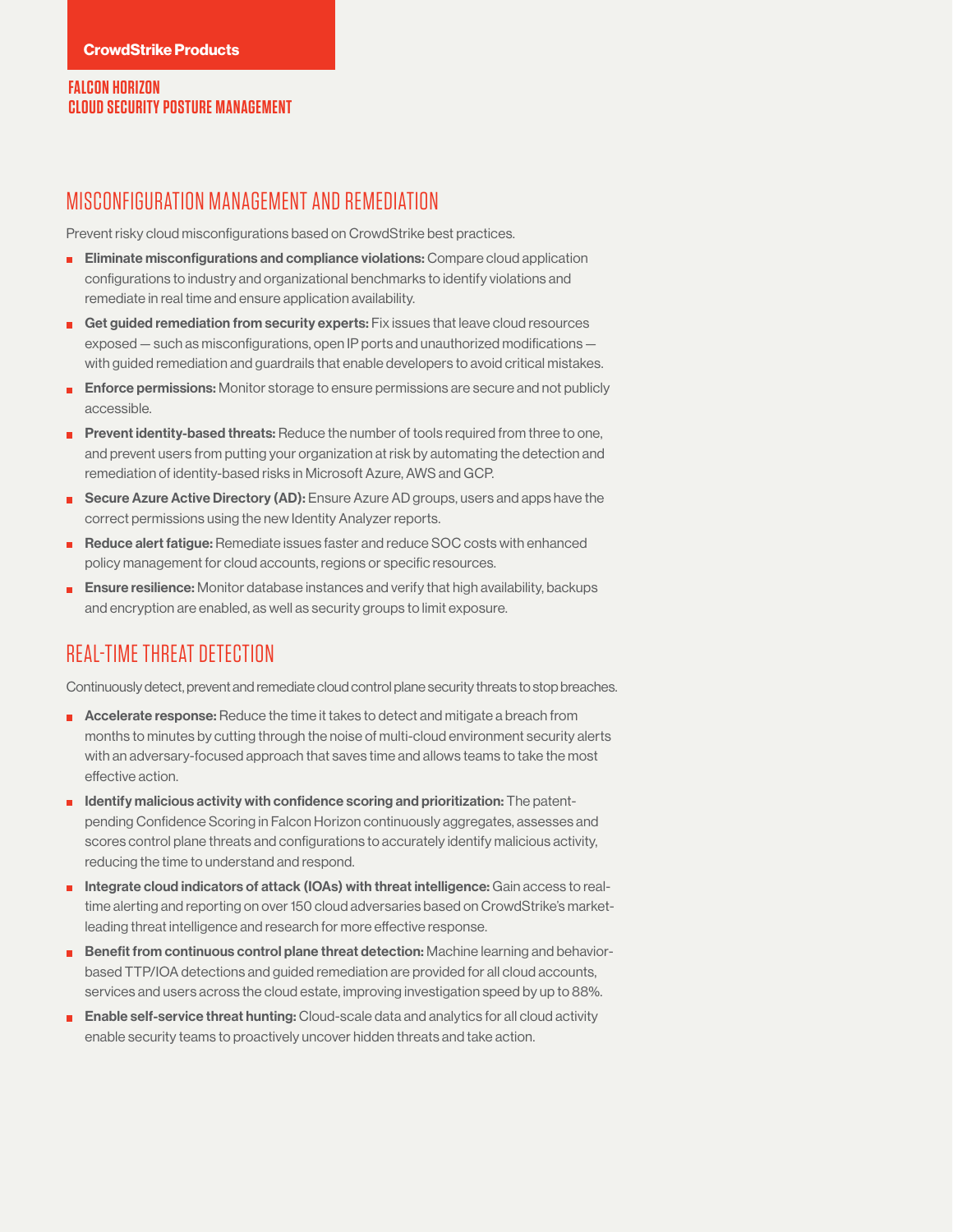## MISCONFIGURATION MANAGEMENT AND REMEDIATION

Prevent risky cloud misconfigurations based on CrowdStrike best practices.

- **Eliminate misconfigurations and compliance violations:** Compare cloud application configurations to industry and organizational benchmarks to identify violations and remediate in real time and ensure application availability.
- **Get guided remediation from security experts:** Fix issues that leave cloud resources exposed — such as misconfigurations, open IP ports and unauthorized modifications — with guided remediation and guardrails that enable developers to avoid critical mistakes.
- **Enforce permissions:** Monitor storage to ensure permissions are secure and not publicly accessible.
- **Prevent identity-based threats:** Reduce the number of tools required from three to one, and prevent users from putting your organization at risk by automating the detection and remediation of identity-based risks in Microsoft Azure, AWS and GCP.
- **Secure Azure Active Directory (AD):** Ensure Azure AD groups, users and apps have the correct permissions using the new Identity Analyzer reports.
- **Reduce alert fatigue:** Remediate issues faster and reduce SOC costs with enhanced policy management for cloud accounts, regions or specific resources.
- **Ensure resilience:** Monitor database instances and verify that high availability, backups and encryption are enabled, as well as security groups to limit exposure.

## REAL-TIME THREAT DETECTION

Continuously detect, prevent and remediate cloud control plane security threats to stop breaches.

- **Accelerate response:** Reduce the time it takes to detect and mitigate a breach from months to minutes by cutting through the noise of multi-cloud environment security alerts with an adversary-focused approach that saves time and allows teams to take the most effective action.
- **Identify malicious activity with confidence scoring and prioritization:** The patent-pending Confidence Scoring in Falcon Horizon continuously aggregates, assesses and scores control plane threats and configurations to accurately identify malicious activity, reducing the time to understand and respond.
- **Integrate cloud indicators of attack (IOAs) with threat intelligence:** Gain access to real-time alerting and reporting on over 150 cloud adversaries based on CrowdStrike's market-leading threat intelligence and research for more effective response.
- **Benefit from continuous control plane threat detection:** Machine learning and behavior-based TTP/IOA detections and guided remediation are provided for all cloud accounts, services and users across the cloud estate, improving investigation speed by up to 88%.
- **Enable self-service threat hunting:** Cloud-scale data and analytics for all cloud activity enable security teams to proactively uncover hidden threats and take action.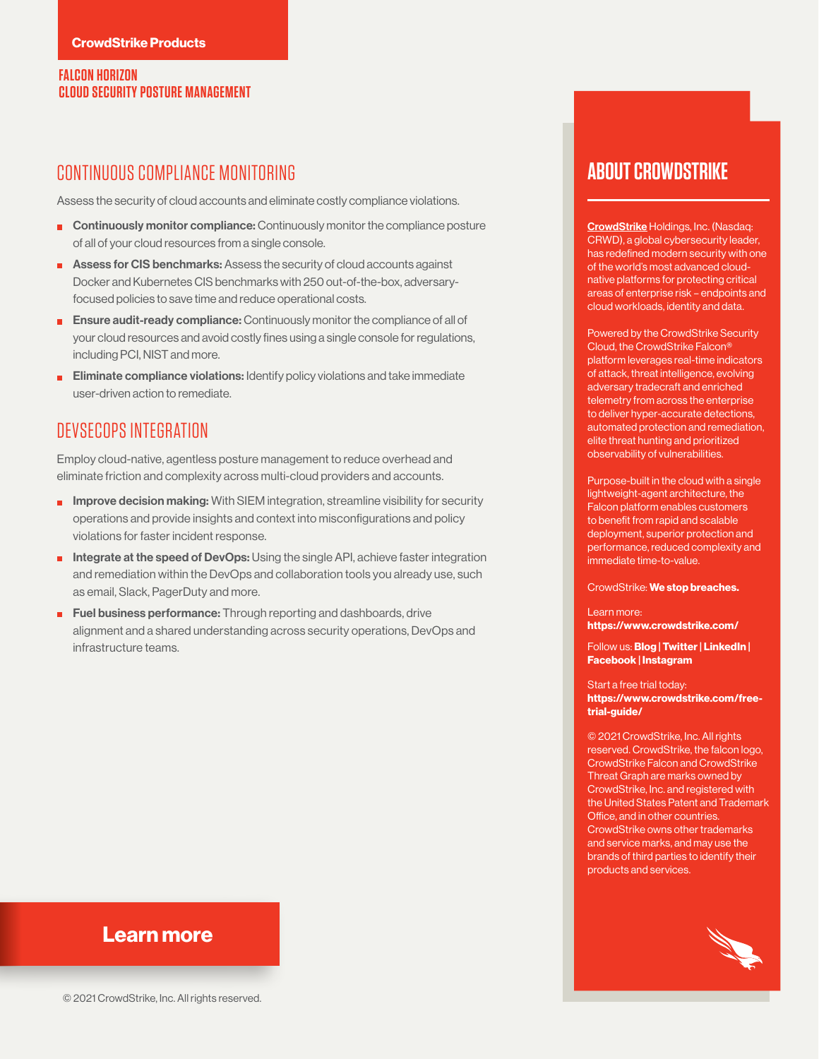CrowdStrike Products

FALCON HORIZON
CLOUD SECURITY POSTURE MANAGEMENT

## CONTINUOUS COMPLIANCE MONITORING

Assess the security of cloud accounts and eliminate costly compliance violations.

- **Continuously monitor compliance:** Continuously monitor the compliance posture of all of your cloud resources from a single console.
- **Assess for CIS benchmarks:** Assess the security of cloud accounts against Docker and Kubernetes CIS benchmarks with 250 out-of-the-box, adversary-focused policies to save time and reduce operational costs.
- **Ensure audit-ready compliance:** Continuously monitor the compliance of all of your cloud resources and avoid costly fines using a single console for regulations, including PCI, NIST and more.
- **Eliminate compliance violations:** Identify policy violations and take immediate user-driven action to remediate.

## DEVSECOPS INTEGRATION

Employ cloud-native, agentless posture management to reduce overhead and eliminate friction and complexity across multi-cloud providers and accounts.

- **Improve decision making:** With SIEM integration, streamline visibility for security operations and provide insights and context into misconfigurations and policy violations for faster incident response.
- **Integrate at the speed of DevOps:** Using the single API, achieve faster integration and remediation within the DevOps and collaboration tools you already use, such as email, Slack, PagerDuty and more.
- **Fuel business performance:** Through reporting and dashboards, drive alignment and a shared understanding across security operations, DevOps and infrastructure teams.

**Learn more**

© 2021 CrowdStrike, Inc. All rights reserved.

## ABOUT CROWDSTRIKE

CrowdStrike Holdings, Inc. (Nasdaq: CRWD), a global cybersecurity leader, has redefined modern security with one of the world's most advanced cloud-native platforms for protecting critical areas of enterprise risk – endpoints and cloud workloads, identity and data.

Powered by the CrowdStrike Security Cloud, the CrowdStrike Falcon® platform leverages real-time indicators of attack, threat intelligence, evolving adversary tradecraft and enriched telemetry from across the enterprise to deliver hyper-accurate detections, automated protection and remediation, elite threat hunting and prioritized observability of vulnerabilities.

Purpose-built in the cloud with a single lightweight-agent architecture, the Falcon platform enables customers to benefit from rapid and scalable deployment, superior protection and performance, reduced complexity and immediate time-to-value.

CrowdStrike: **We stop breaches.**

Learn more:
**https://www.crowdstrike.com/**

Follow us: **Blog | Twitter | LinkedIn | Facebook | Instagram**

Start a free trial today:
**https://www.crowdstrike.com/free-trial-guide/**

© 2021 CrowdStrike, Inc. All rights reserved. CrowdStrike, the falcon logo, CrowdStrike Falcon and CrowdStrike Threat Graph are marks owned by CrowdStrike, Inc. and registered with the United States Patent and Trademark Office, and in other countries. CrowdStrike owns other trademarks and service marks, and may use the brands of third parties to identify their products and services.